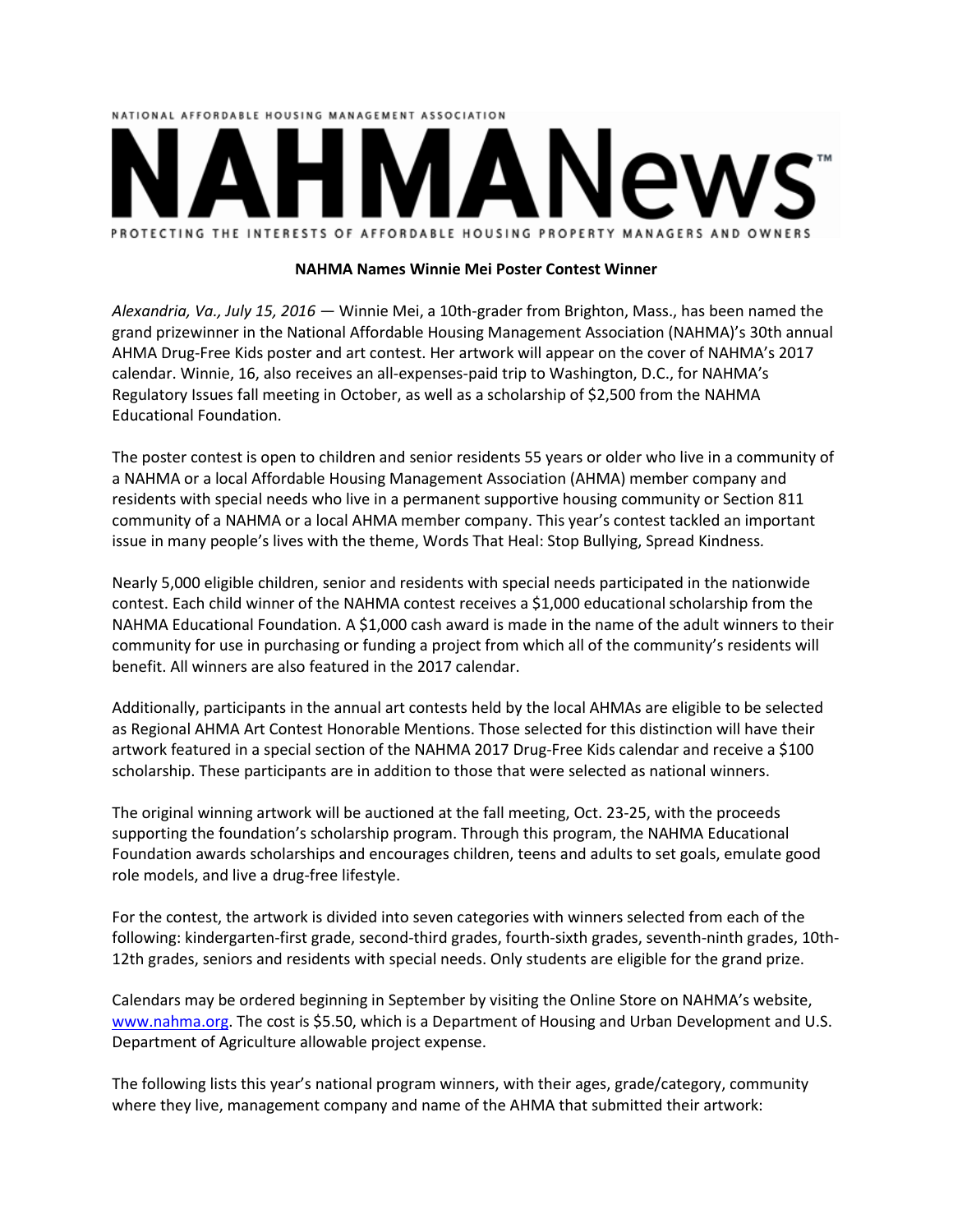NATIONAL AFFORDABLE HOUSING MANAGEMENT ASSOCIATION

# NAHMANews™

PROTECTING THE INTERESTS OF AFFORDABLE HOUSING PROPERTY MANAGERS AND OWNERS

**NAHMA Names Winnie Mei Poster Contest Winner**

*Alexandria, Va., July 15, 2016* — Winnie Mei, a 10th-grader from Brighton, Mass., has been named the grand prizewinner in the National Affordable Housing Management Association (NAHMA)'s 30th annual AHMA Drug-Free Kids poster and art contest. Her artwork will appear on the cover of NAHMA's 2017 calendar. Winnie, 16, also receives an all-expenses-paid trip to Washington, D.C., for NAHMA's Regulatory Issues fall meeting in October, as well as a scholarship of $2,500 from the NAHMA Educational Foundation.

The poster contest is open to children and senior residents 55 years or older who live in a community of a NAHMA or a local Affordable Housing Management Association (AHMA) member company and residents with special needs who live in a permanent supportive housing community or Section 811 community of a NAHMA or a local AHMA member company. This year's contest tackled an important issue in many people's lives with the theme, Words That Heal: Stop Bullying, Spread Kindness*.*

Nearly 5,000 eligible children, senior and residents with special needs participated in the nationwide contest. Each child winner of the NAHMA contest receives a $1,000 educational scholarship from the NAHMA Educational Foundation. A $1,000 cash award is made in the name of the adult winners to their community for use in purchasing or funding a project from which all of the community's residents will benefit. All winners are also featured in the 2017 calendar.

Additionally, participants in the annual art contests held by the local AHMAs are eligible to be selected as Regional AHMA Art Contest Honorable Mentions. Those selected for this distinction will have their artwork featured in a special section of the NAHMA 2017 Drug-Free Kids calendar and receive a $100 scholarship. These participants are in addition to those that were selected as national winners.

The original winning artwork will be auctioned at the fall meeting, Oct. 23-25, with the proceeds supporting the foundation's scholarship program. Through this program, the NAHMA Educational Foundation awards scholarships and encourages children, teens and adults to set goals, emulate good role models, and live a drug-free lifestyle.

For the contest, the artwork is divided into seven categories with winners selected from each of the following: kindergarten-first grade, second-third grades, fourth-sixth grades, seventh-ninth grades, 10th-12th grades, seniors and residents with special needs. Only students are eligible for the grand prize.

Calendars may be ordered beginning in September by visiting the Online Store on NAHMA's website, [www.nahma.org](http://www.nahma.org). The cost is $5.50, which is a Department of Housing and Urban Development and U.S. Department of Agriculture allowable project expense.

The following lists this year's national program winners, with their ages, grade/category, community where they live, management company and name of the AHMA that submitted their artwork: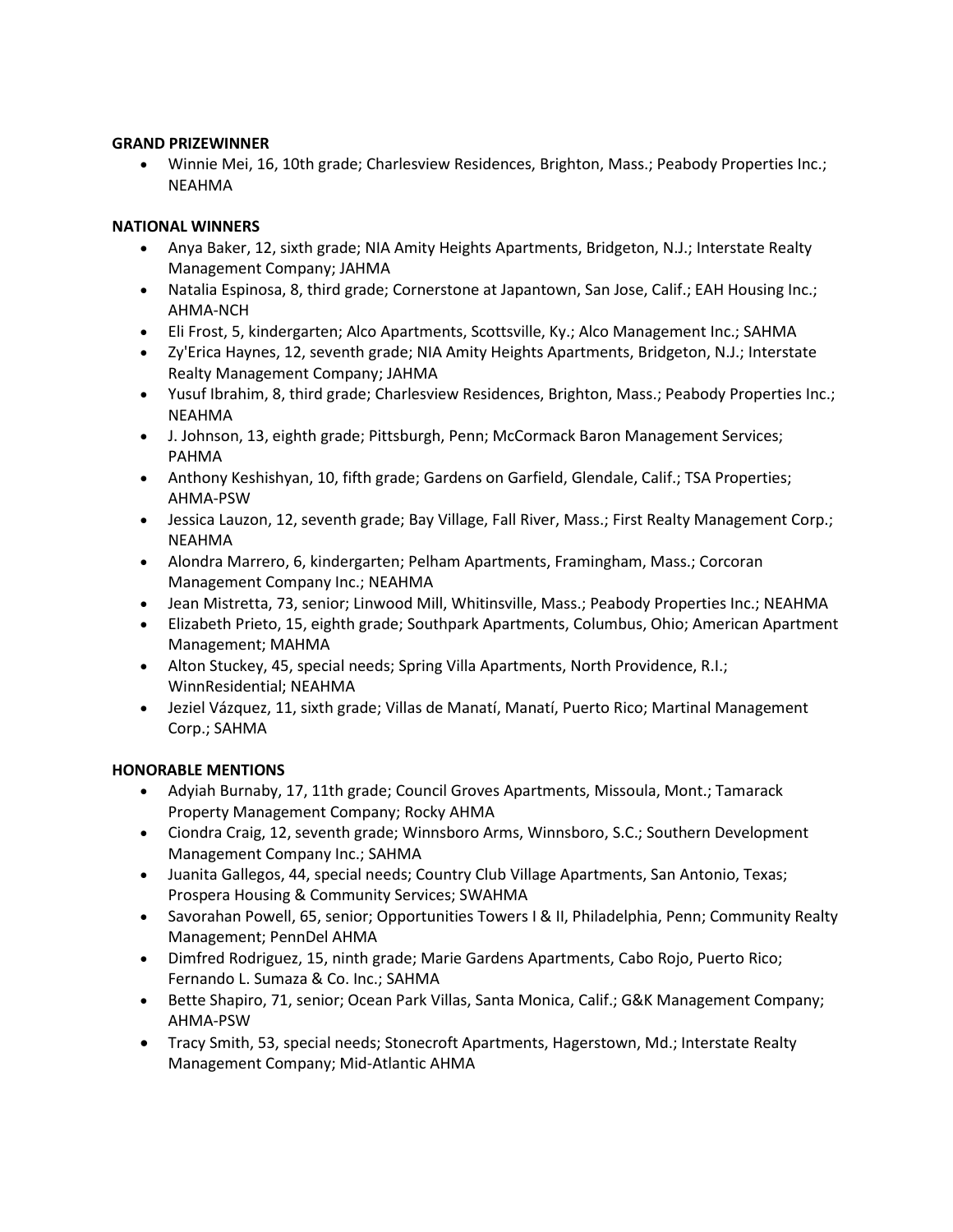**GRAND PRIZEWINNER**

- Winnie Mei, 16, 10th grade; Charlesview Residences, Brighton, Mass.; Peabody Properties Inc.; NEAHMA

**NATIONAL WINNERS**

- Anya Baker, 12, sixth grade; NIA Amity Heights Apartments, Bridgeton, N.J.; Interstate Realty Management Company; JAHMA
- Natalia Espinosa, 8, third grade; Cornerstone at Japantown, San Jose, Calif.; EAH Housing Inc.; AHMA-NCH
- Eli Frost, 5, kindergarten; Alco Apartments, Scottsville, Ky.; Alco Management Inc.; SAHMA
- Zy'Erica Haynes, 12, seventh grade; NIA Amity Heights Apartments, Bridgeton, N.J.; Interstate Realty Management Company; JAHMA
- Yusuf Ibrahim, 8, third grade; Charlesview Residences, Brighton, Mass.; Peabody Properties Inc.; NEAHMA
- J. Johnson, 13, eighth grade; Pittsburgh, Penn; McCormack Baron Management Services; PAHMA
- Anthony Keshishyan, 10, fifth grade; Gardens on Garfield, Glendale, Calif.; TSA Properties; AHMA-PSW
- Jessica Lauzon, 12, seventh grade; Bay Village, Fall River, Mass.; First Realty Management Corp.; NEAHMA
- Alondra Marrero, 6, kindergarten; Pelham Apartments, Framingham, Mass.; Corcoran Management Company Inc.; NEAHMA
- Jean Mistretta, 73, senior; Linwood Mill, Whitinsville, Mass.; Peabody Properties Inc.; NEAHMA
- Elizabeth Prieto, 15, eighth grade; Southpark Apartments, Columbus, Ohio; American Apartment Management; MAHMA
- Alton Stuckey, 45, special needs; Spring Villa Apartments, North Providence, R.I.; WinnResidential; NEAHMA
- Jeziel Vázquez, 11, sixth grade; Villas de Manatí, Manatí, Puerto Rico; Martinal Management Corp.; SAHMA

**HONORABLE MENTIONS**

- Adyiah Burnaby, 17, 11th grade; Council Groves Apartments, Missoula, Mont.; Tamarack Property Management Company; Rocky AHMA
- Ciondra Craig, 12, seventh grade; Winnsboro Arms, Winnsboro, S.C.; Southern Development Management Company Inc.; SAHMA
- Juanita Gallegos, 44, special needs; Country Club Village Apartments, San Antonio, Texas; Prospera Housing & Community Services; SWAHMA
- Savorahan Powell, 65, senior; Opportunities Towers I & II, Philadelphia, Penn; Community Realty Management; PennDel AHMA
- Dimfred Rodriguez, 15, ninth grade; Marie Gardens Apartments, Cabo Rojo, Puerto Rico; Fernando L. Sumaza & Co. Inc.; SAHMA
- Bette Shapiro, 71, senior; Ocean Park Villas, Santa Monica, Calif.; G&K Management Company; AHMA-PSW
- Tracy Smith, 53, special needs; Stonecroft Apartments, Hagerstown, Md.; Interstate Realty Management Company; Mid-Atlantic AHMA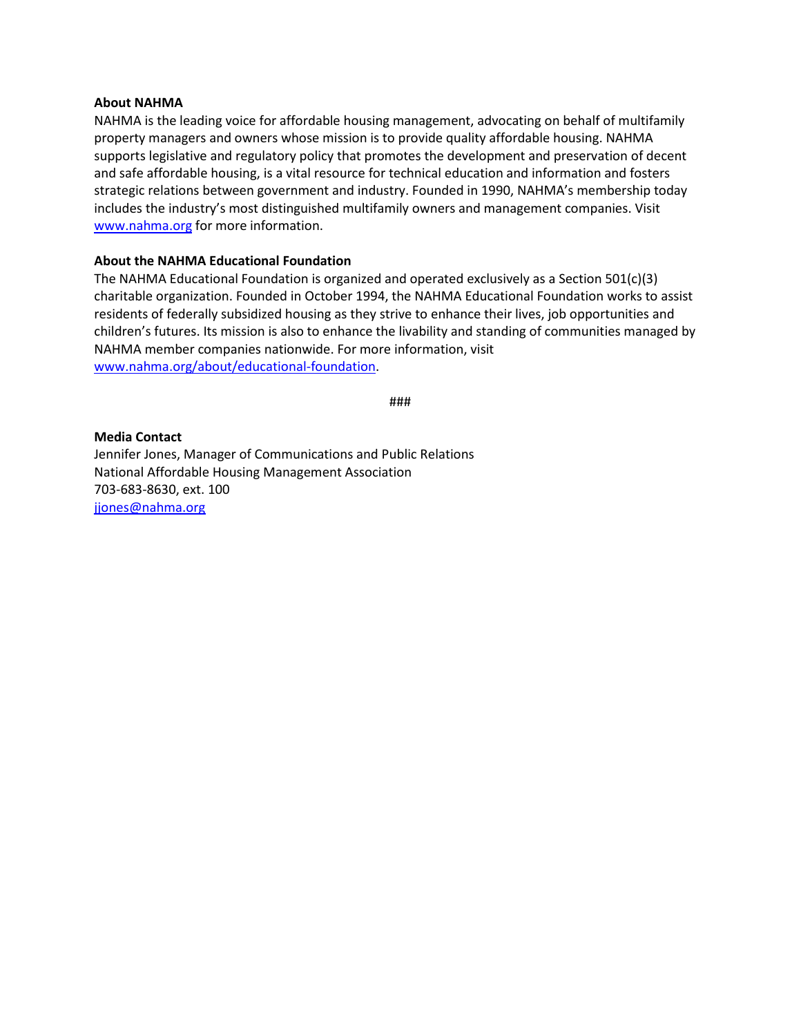**About NAHMA**

NAHMA is the leading voice for affordable housing management, advocating on behalf of multifamily property managers and owners whose mission is to provide quality affordable housing. NAHMA supports legislative and regulatory policy that promotes the development and preservation of decent and safe affordable housing, is a vital resource for technical education and information and fosters strategic relations between government and industry. Founded in 1990, NAHMA's membership today includes the industry's most distinguished multifamily owners and management companies. Visit [www.nahma.org](http://www.nahma.org) for more information.

**About the NAHMA Educational Foundation**

The NAHMA Educational Foundation is organized and operated exclusively as a Section 501(c)(3) charitable organization. Founded in October 1994, the NAHMA Educational Foundation works to assist residents of federally subsidized housing as they strive to enhance their lives, job opportunities and children's futures. Its mission is also to enhance the livability and standing of communities managed by NAHMA member companies nationwide. For more information, visit [www.nahma.org/about/educational-foundation](http://www.nahma.org/about/educational-foundation).

###

**Media Contact**

Jennifer Jones, Manager of Communications and Public Relations
National Affordable Housing Management Association
703-683-8630, ext. 100
[jjones@nahma.org](mailto:jjones@nahma.org)